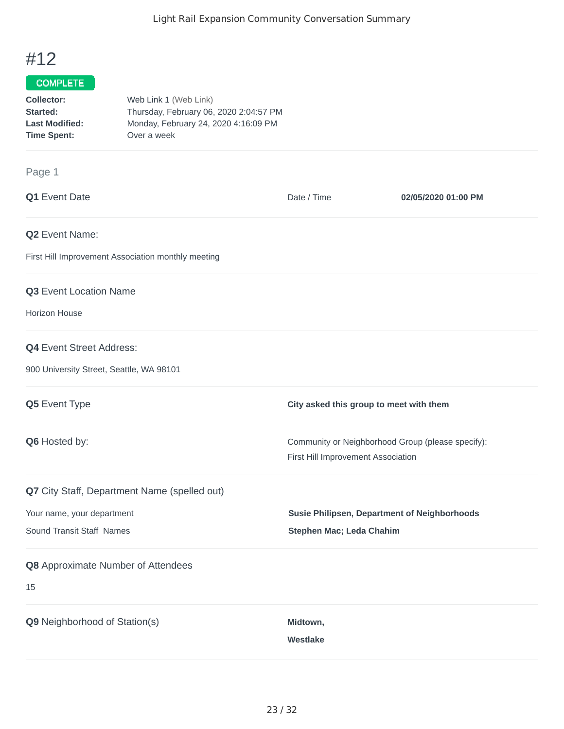# #12

**COMPLETE**

**Collector:** Web Link 1 (Web Link)
**Started:** Thursday, February 06, 2020 2:04:57 PM
**Last Modified:** Monday, February 24, 2020 4:16:09 PM
**Time Spent:** Over a week

## Page 1

**Q1** Event Date

Date / Time **02/05/2020 01:00 PM**

**Q2** Event Name:

First Hill Improvement Association monthly meeting

**Q3** Event Location Name

Horizon House

**Q4** Event Street Address:

900 University Street, Seattle, WA 98101

**Q5** Event Type

**City asked this group to meet with them**

**Q6** Hosted by:

Community or Neighborhood Group (please specify):
First Hill Improvement Association

**Q7** City Staff, Department Name (spelled out)

Your name, your department **Susie Philipsen, Department of Neighborhoods**

Sound Transit Staff Names **Stephen Mac; Leda Chahim**

**Q8** Approximate Number of Attendees

15

**Q9** Neighborhood of Station(s)

**Midtown,**

**Westlake**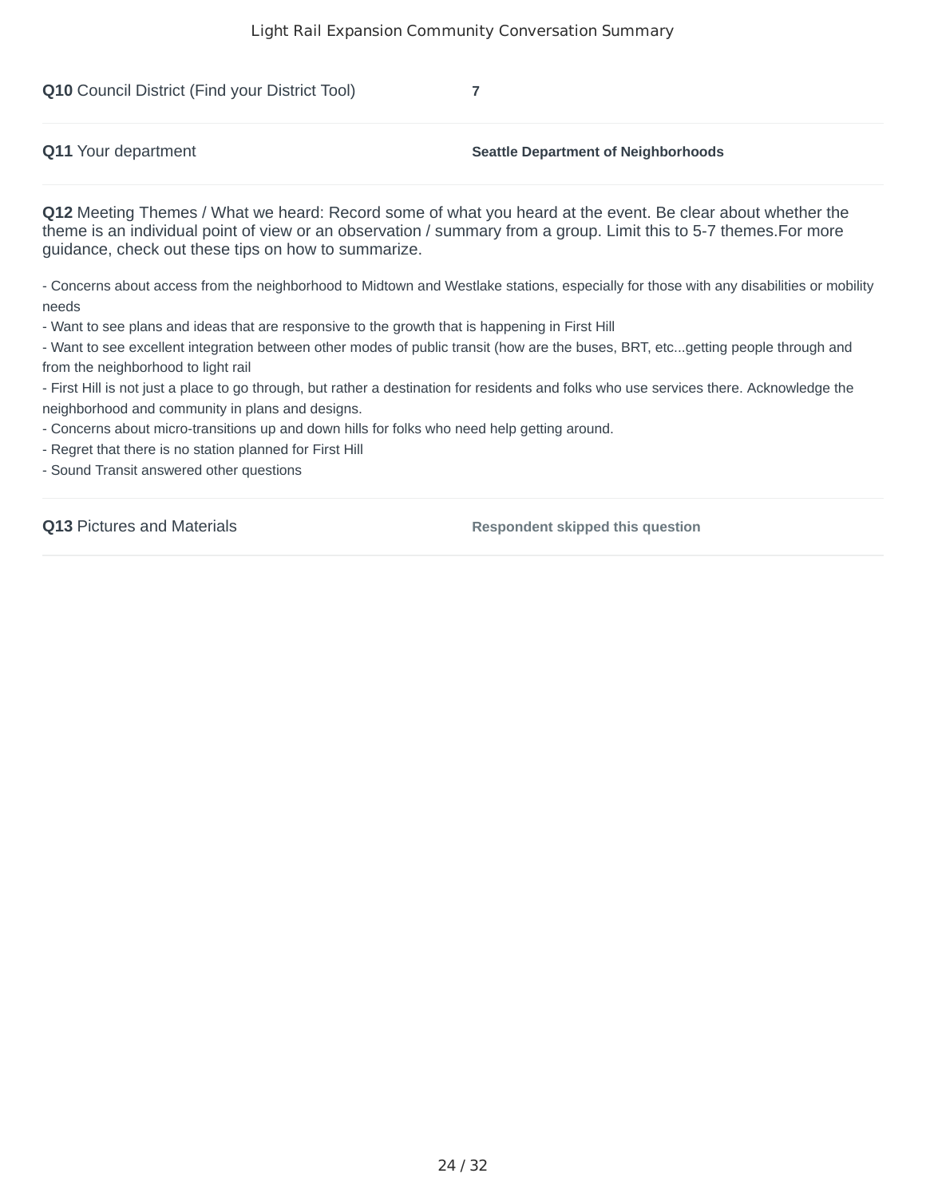**Q10** Council District (Find your District Tool)

7

**Q11** Your department

**Seattle Department of Neighborhoods**

**Q12** Meeting Themes / What we heard: Record some of what you heard at the event. Be clear about whether the theme is an individual point of view or an observation / summary from a group. Limit this to 5-7 themes.For more guidance, check out these tips on how to summarize.

- Concerns about access from the neighborhood to Midtown and Westlake stations, especially for those with any disabilities or mobility needs
- Want to see plans and ideas that are responsive to the growth that is happening in First Hill
- Want to see excellent integration between other modes of public transit (how are the buses, BRT, etc...getting people through and from the neighborhood to light rail
- First Hill is not just a place to go through, but rather a destination for residents and folks who use services there. Acknowledge the neighborhood and community in plans and designs.
- Concerns about micro-transitions up and down hills for folks who need help getting around.
- Regret that there is no station planned for First Hill
- Sound Transit answered other questions

**Q13** Pictures and Materials

**Respondent skipped this question**